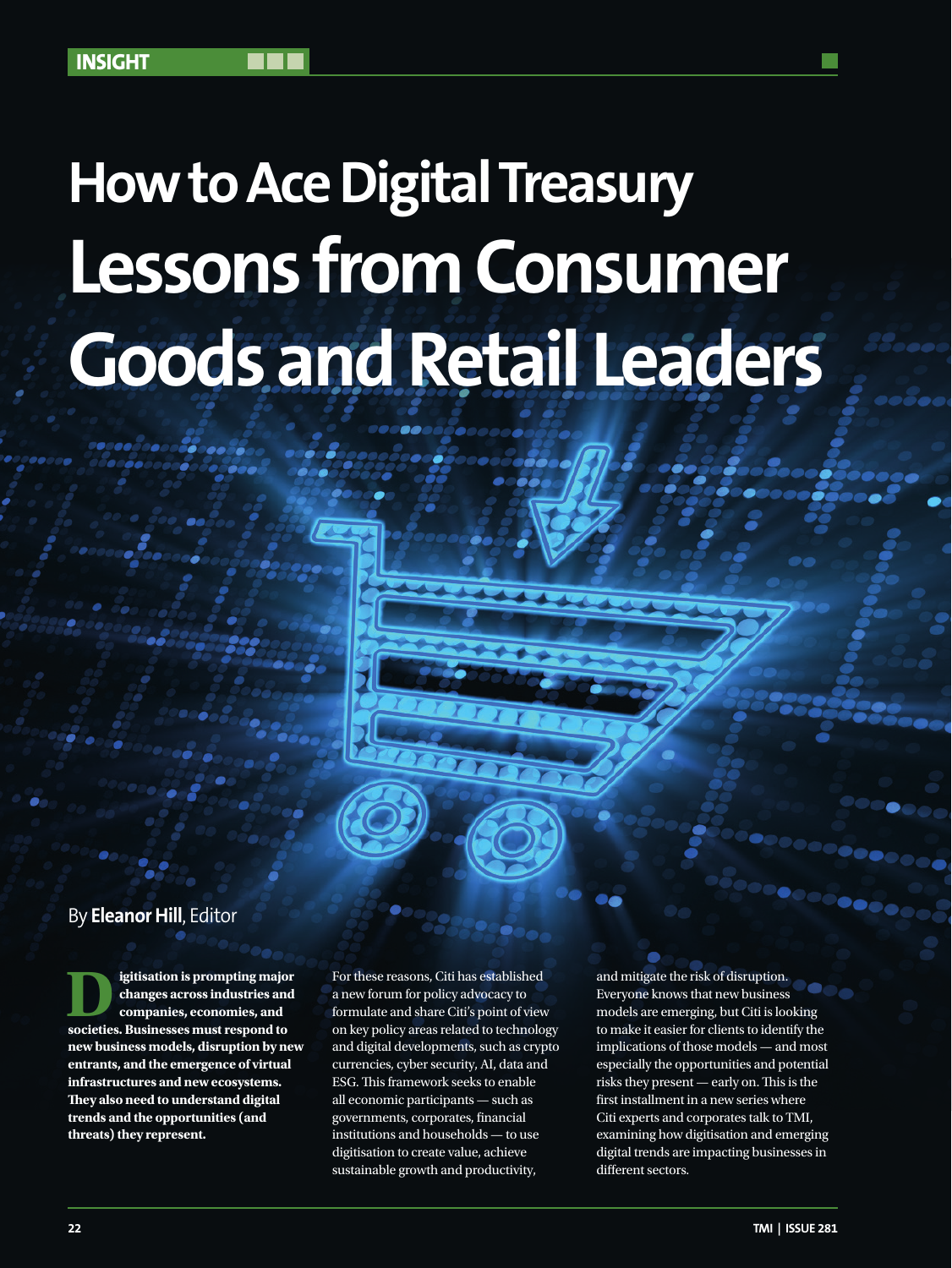INSIGHT

# How to Ace Digital Treasury Lessons from Consumer Goods and Retail Leaders

By **Eleanor Hill**, Editor

**Digitisation is prompting major changes across industries and companies, economies, and societies. Businesses must respond to new business models, disruption by new entrants, and the emergence of virtual infrastructures and new ecosystems. They also need to understand digital trends and the opportunities (and threats) they represent.**

For these reasons, Citi has established a new forum for policy advocacy to formulate and share Citi's point of view on key policy areas related to technology and digital developments, such as crypto currencies, cyber security, AI, data and ESG. This framework seeks to enable all economic participants — such as governments, corporates, financial institutions and households — to use digitisation to create value, achieve sustainable growth and productivity, and mitigate the risk of disruption. Everyone knows that new business models are emerging, but Citi is looking to make it easier for clients to identify the implications of those models — and most especially the opportunities and potential risks they present — early on. This is the first installment in a new series where Citi experts and corporates talk to TMI, examining how digitisation and emerging digital trends are impacting businesses in different sectors.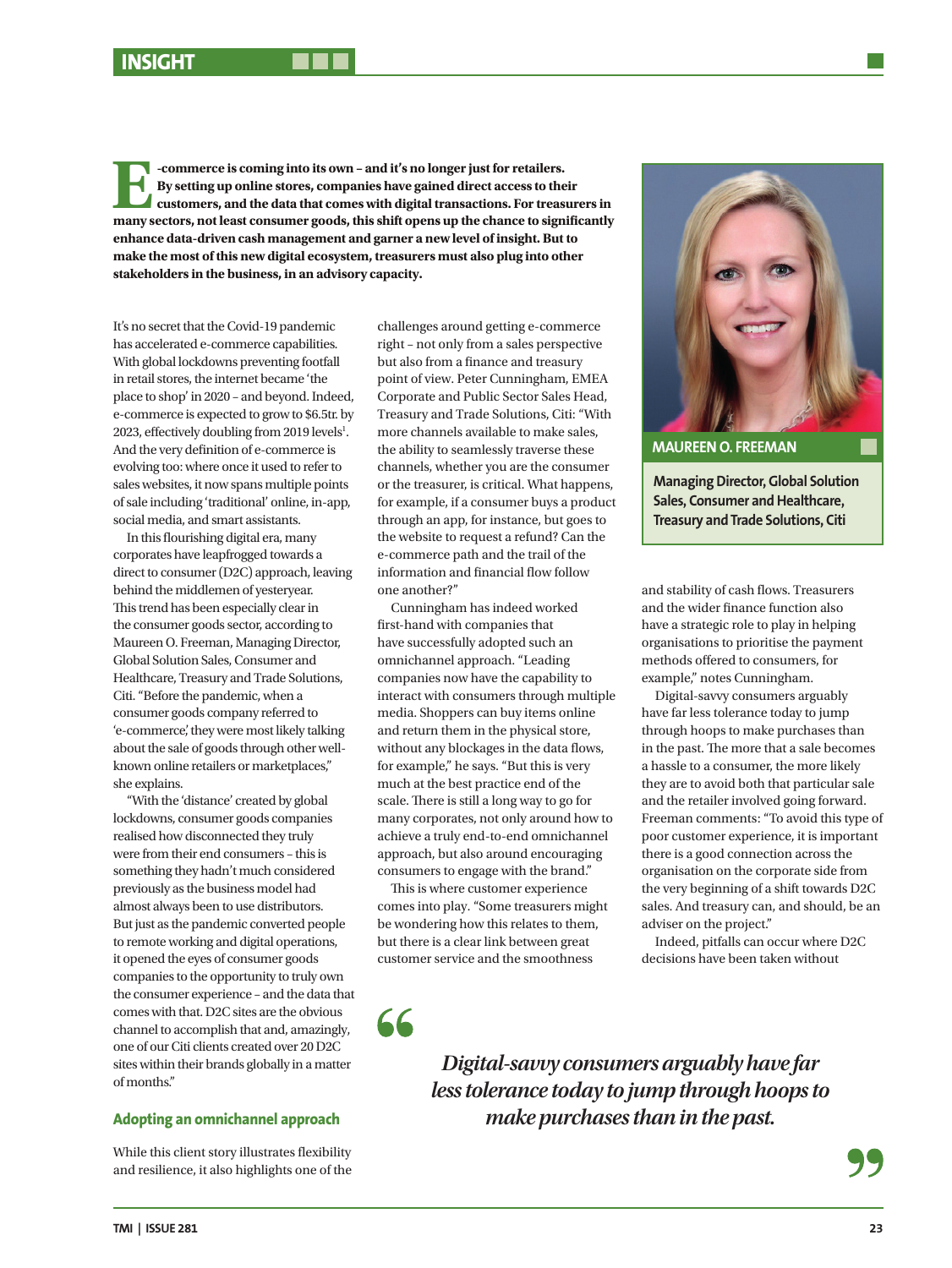**E-commerce is coming into its own – and it's no longer just for retailers. By setting up online stores, companies have gained direct access to their customers, and the data that comes with digital transactions. For treasurers in many sectors, not least consumer goods, this shift opens up the chance to significantly enhance data-driven cash management and garner a new level of insight. But to make the most of this new digital ecosystem, treasurers must also plug into other stakeholders in the business, in an advisory capacity.**

**MAUREEN O. FREEMAN**

**Managing Director, Global Solution Sales, Consumer and Healthcare, Treasury and Trade Solutions, Citi**

It's no secret that the Covid-19 pandemic has accelerated e-commerce capabilities. With global lockdowns preventing footfall in retail stores, the internet became 'the place to shop' in 2020 – and beyond. Indeed, e-commerce is expected to grow to $6.5tr. by 2023, effectively doubling from 2019 levels[1]. And the very definition of e-commerce is evolving too: where once it used to refer to sales websites, it now spans multiple points of sale including 'traditional' online, in-app, social media, and smart assistants.

In this flourishing digital era, many corporates have leapfrogged towards a direct to consumer (D2C) approach, leaving behind the middlemen of yesteryear. This trend has been especially clear in the consumer goods sector, according to Maureen O. Freeman, Managing Director, Global Solution Sales, Consumer and Healthcare, Treasury and Trade Solutions, Citi. "Before the pandemic, when a consumer goods company referred to 'e-commerce,' they were most likely talking about the sale of goods through other well-known online retailers or marketplaces," she explains.

"With the 'distance' created by global lockdowns, consumer goods companies realised how disconnected they truly were from their end consumers – this is something they hadn't much considered previously as the business model had almost always been to use distributors. But just as the pandemic converted people to remote working and digital operations, it opened the eyes of consumer goods companies to the opportunity to truly own the consumer experience – and the data that comes with that. D2C sites are the obvious channel to accomplish that and, amazingly, one of our Citi clients created over 20 D2C sites within their brands globally in a matter of months."

### Adopting an omnichannel approach

While this client story illustrates flexibility and resilience, it also highlights one of the challenges around getting e-commerce right – not only from a sales perspective but also from a finance and treasury point of view. Peter Cunningham, EMEA Corporate and Public Sector Sales Head, Treasury and Trade Solutions, Citi: "With more channels available to make sales, the ability to seamlessly traverse these channels, whether you are the consumer or the treasurer, is critical. What happens, for example, if a consumer buys a product through an app, for instance, but goes to the website to request a refund? Can the e-commerce path and the trail of the information and financial flow follow one another?"

Cunningham has indeed worked first-hand with companies that have successfully adopted such an omnichannel approach. "Leading companies now have the capability to interact with consumers through multiple media. Shoppers can buy items online and return them in the physical store, without any blockages in the data flows, for example," he says. "But this is very much at the best practice end of the scale. There is still a long way to go for many corporates, not only around how to achieve a truly end-to-end omnichannel approach, but also around encouraging consumers to engage with the brand."

This is where customer experience comes into play. "Some treasurers might be wondering how this relates to them, but there is a clear link between great customer service and the smoothness and stability of cash flows. Treasurers and the wider finance function also have a strategic role to play in helping organisations to prioritise the payment methods offered to consumers, for example," notes Cunningham.

Digital-savvy consumers arguably have far less tolerance today to jump through hoops to make purchases than in the past. The more that a sale becomes a hassle to a consumer, the more likely they are to avoid both that particular sale and the retailer involved going forward. Freeman comments: "To avoid this type of poor customer experience, it is important there is a good connection across the organisation on the corporate side from the very beginning of a shift towards D2C sales. And treasury can, and should, be an adviser on the project."

Indeed, pitfalls can occur where D2C decisions have been taken without

> *Digital-savvy consumers arguably have far less tolerance today to jump through hoops to make purchases than in the past.*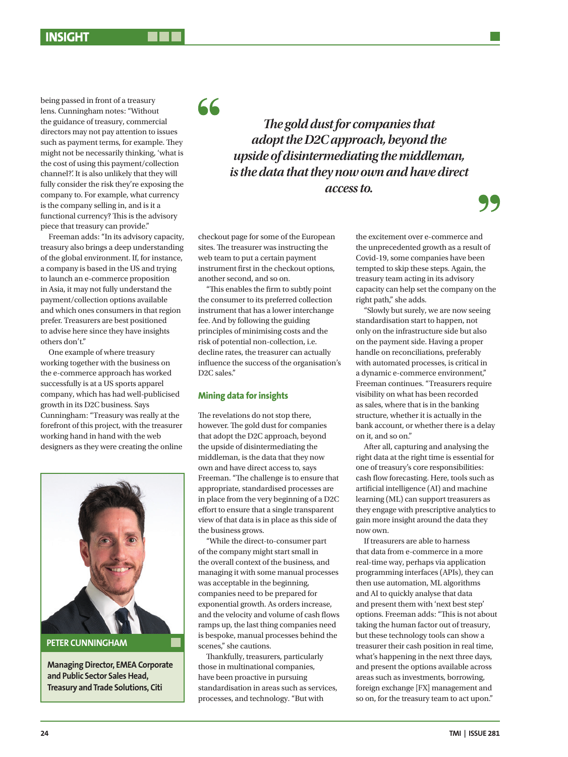being passed in front of a treasury lens. Cunningham notes: "Without the guidance of treasury, commercial directors may not pay attention to issues such as payment terms, for example. They might not be necessarily thinking, 'what is the cost of using this payment/collection channel?'. It is also unlikely that they will fully consider the risk they're exposing the company to. For example, what currency is the company selling in, and is it a functional currency? This is the advisory piece that treasury can provide."

Freeman adds: "In its advisory capacity, treasury also brings a deep understanding of the global environment. If, for instance, a company is based in the US and trying to launch an e-commerce proposition in Asia, it may not fully understand the payment/collection options available and which ones consumers in that region prefer. Treasurers are best positioned to advise here since they have insights others don't."

One example of where treasury working together with the business on the e-commerce approach has worked successfully is at a US sports apparel company, which has had well-publicised growth in its D2C business. Says Cunningham: "Treasury was really at the forefront of this project, with the treasurer working hand in hand with the web designers as they were creating the online checkout page for some of the European sites. The treasurer was instructing the web team to put a certain payment instrument first in the checkout options, another second, and so on.

"This enables the firm to subtly point the consumer to its preferred collection instrument that has a lower interchange fee. And by following the guiding principles of minimising costs and the risk of potential non-collection, i.e. decline rates, the treasurer can actually influence the success of the organisation's D2C sales."

> *The gold dust for companies that adopt the D2C approach, beyond the upside of disintermediating the middleman, is the data that they now own and have direct access to.*

**PETER CUNNINGHAM**

**Managing Director, EMEA Corporate and Public Sector Sales Head, Treasury and Trade Solutions, Citi**

## Mining data for insights

The revelations do not stop there, however. The gold dust for companies that adopt the D2C approach, beyond the upside of disintermediating the middleman, is the data that they now own and have direct access to, says Freeman. "The challenge is to ensure that appropriate, standardised processes are in place from the very beginning of a D2C effort to ensure that a single transparent view of that data is in place as this side of the business grows.

"While the direct-to-consumer part of the company might start small in the overall context of the business, and managing it with some manual processes was acceptable in the beginning, companies need to be prepared for exponential growth. As orders increase, and the velocity and volume of cash flows ramps up, the last thing companies need is bespoke, manual processes behind the scenes," she cautions.

Thankfully, treasurers, particularly those in multinational companies, have been proactive in pursuing standardisation in areas such as services, processes, and technology. "But with the excitement over e-commerce and the unprecedented growth as a result of Covid-19, some companies have been tempted to skip these steps. Again, the treasury team acting in its advisory capacity can help set the company on the right path," she adds.

"Slowly but surely, we are now seeing standardisation start to happen, not only on the infrastructure side but also on the payment side. Having a proper handle on reconciliations, preferably with automated processes, is critical in a dynamic e-commerce environment," Freeman continues. "Treasurers require visibility on what has been recorded as sales, where that is in the banking structure, whether it is actually in the bank account, or whether there is a delay on it, and so on."

After all, capturing and analysing the right data at the right time is essential for one of treasury's core responsibilities: cash flow forecasting. Here, tools such as artificial intelligence (AI) and machine learning (ML) can support treasurers as they engage with prescriptive analytics to gain more insight around the data they now own.

If treasurers are able to harness that data from e-commerce in a more real-time way, perhaps via application programming interfaces (APIs), they can then use automation, ML algorithms and AI to quickly analyse that data and present them with 'next best step' options. Freeman adds: "This is not about taking the human factor out of treasury, but these technology tools can show a treasurer their cash position in real time, what's happening in the next three days, and present the options available across areas such as investments, borrowing, foreign exchange [FX] management and so on, for the treasury team to act upon."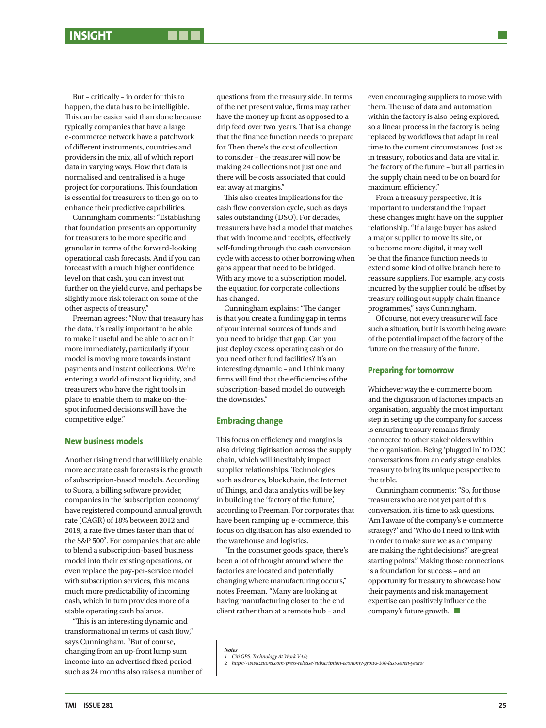But – critically – in order for this to happen, the data has to be intelligible. This can be easier said than done because typically companies that have a large e-commerce network have a patchwork of different instruments, countries and providers in the mix, all of which report data in varying ways. How that data is normalised and centralised is a huge project for corporations. This foundation is essential for treasurers to then go on to enhance their predictive capabilities.

Cunningham comments: "Establishing that foundation presents an opportunity for treasurers to be more specific and granular in terms of the forward-looking operational cash forecasts. And if you can forecast with a much higher confidence level on that cash, you can invest out further on the yield curve, and perhaps be slightly more risk tolerant on some of the other aspects of treasury."

Freeman agrees: "Now that treasury has the data, it's really important to be able to make it useful and be able to act on it more immediately, particularly if your model is moving more towards instant payments and instant collections. We're entering a world of instant liquidity, and treasurers who have the right tools in place to enable them to make on-the-spot informed decisions will have the competitive edge."

## New business models

Another rising trend that will likely enable more accurate cash forecasts is the growth of subscription-based models. According to Suora, a billing software provider, companies in the 'subscription economy' have registered compound annual growth rate (CAGR) of 18% between 2012 and 2019, a rate five times faster than that of the S&P 500[2]. For companies that are able to blend a subscription-based business model into their existing operations, or even replace the pay-per-service model with subscription services, this means much more predictability of incoming cash, which in turn provides more of a stable operating cash balance.

"This is an interesting dynamic and transformational in terms of cash flow," says Cunningham. "But of course, changing from an up-front lump sum income into an advertised fixed period such as 24 months also raises a number of questions from the treasury side. In terms of the net present value, firms may rather have the money up front as opposed to a drip feed over two years. That is a change that the finance function needs to prepare for. Then there's the cost of collection to consider – the treasurer will now be making 24 collections not just one and there will be costs associated that could eat away at margins."

This also creates implications for the cash flow conversion cycle, such as days sales outstanding (DSO). For decades, treasurers have had a model that matches that with income and receipts, effectively self-funding through the cash conversion cycle with access to other borrowing when gaps appear that need to be bridged. With any move to a subscription model, the equation for corporate collections has changed.

Cunningham explains: "The danger is that you create a funding gap in terms of your internal sources of funds and you need to bridge that gap. Can you just deploy excess operating cash or do you need other fund facilities? It's an interesting dynamic – and I think many firms will find that the efficiencies of the subscription-based model do outweigh the downsides."

## Embracing change

This focus on efficiency and margins is also driving digitisation across the supply chain, which will inevitably impact supplier relationships. Technologies such as drones, blockchain, the Internet of Things, and data analytics will be key in building the 'factory of the future', according to Freeman. For corporates that have been ramping up e-commerce, this focus on digitisation has also extended to the warehouse and logistics.

"In the consumer goods space, there's been a lot of thought around where the factories are located and potentially changing where manufacturing occurs," notes Freeman. "Many are looking at having manufacturing closer to the end client rather than at a remote hub – and even encouraging suppliers to move with them. The use of data and automation within the factory is also being explored, so a linear process in the factory is being replaced by workflows that adapt in real time to the current circumstances. Just as in treasury, robotics and data are vital in the factory of the future – but all parties in the supply chain need to be on board for maximum efficiency."

From a treasury perspective, it is important to understand the impact these changes might have on the supplier relationship. "If a large buyer has asked a major supplier to move its site, or to become more digital, it may well be that the finance function needs to extend some kind of olive branch here to reassure suppliers. For example, any costs incurred by the supplier could be offset by treasury rolling out supply chain finance programmes," says Cunningham.

Of course, not every treasurer will face such a situation, but it is worth being aware of the potential impact of the factory of the future on the treasury of the future.

## Preparing for tomorrow

Whichever way the e-commerce boom and the digitisation of factories impacts an organisation, arguably the most important step in setting up the company for success is ensuring treasury remains firmly connected to other stakeholders within the organisation. Being 'plugged in' to D2C conversations from an early stage enables treasury to bring its unique perspective to the table.

Cunningham comments: "So, for those treasurers who are not yet part of this conversation, it is time to ask questions. 'Am I aware of the company's e-commerce strategy?' and 'Who do I need to link with in order to make sure we as a company are making the right decisions?' are great starting points." Making those connections is a foundation for success – and an opportunity for treasury to showcase how their payments and risk management expertise can positively influence the company's future growth. ■

***Notes***

*1 Citi GPS: Technology At Work V4.0;*

*2 https://www.zuora.com/press-release/subscription-economy-grows-300-last-seven-years/*